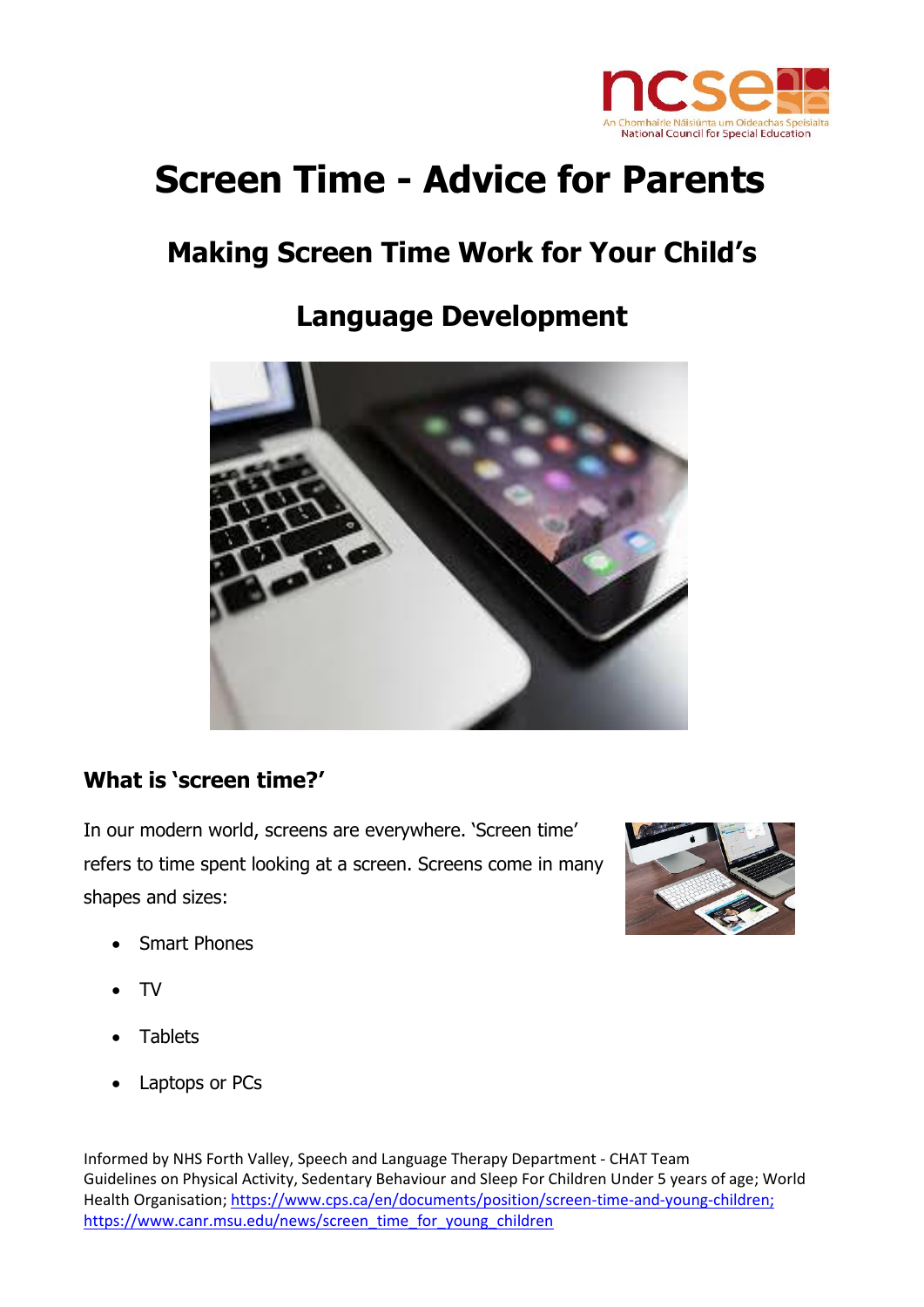# Screen Time - Advice for Parents

## Making Screen Time Work for Your Child's Language Development

### What is 'screen time?'

In our modern world, screens are everywhere. 'Screen time' refers to time spent looking at a screen. Screens come in many shapes and sizes:

- Smart Phones
- TV
- Tablets
- Laptops or PCs

Informed by NHS Forth Valley, Speech and Language Therapy Department - CHAT Team Guidelines on Physical Activity, Sedentary Behaviour and Sleep For Children Under 5 years of age; World Health Organisation; https://www.cps.ca/en/documents/position/screen-time-and-young-children; https://www.canr.msu.edu/news/screen_time_for_young_children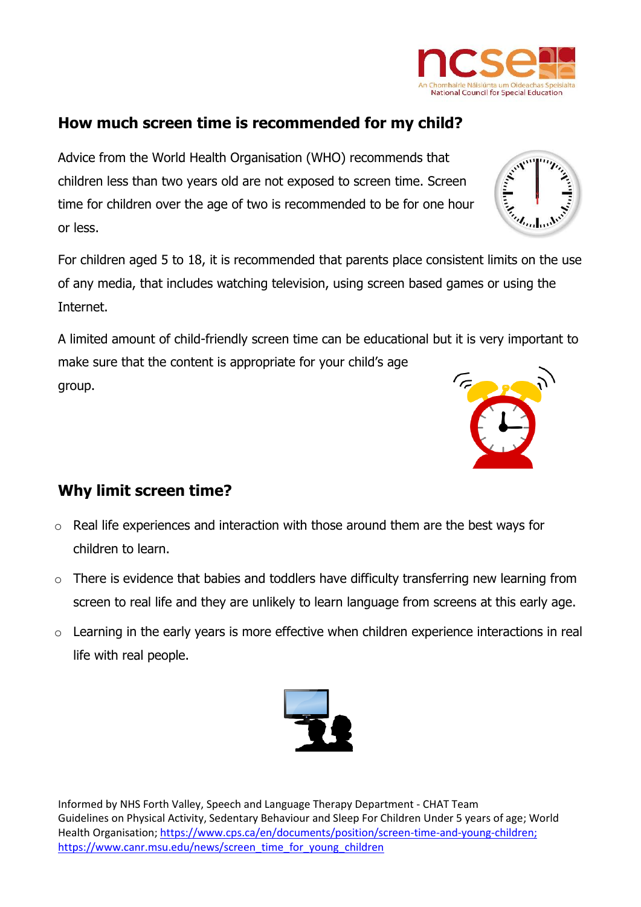## How much screen time is recommended for my child?

Advice from the World Health Organisation (WHO) recommends that children less than two years old are not exposed to screen time. Screen time for children over the age of two is recommended to be for one hour or less.

For children aged 5 to 18, it is recommended that parents place consistent limits on the use of any media, that includes watching television, using screen based games or using the Internet.

A limited amount of child-friendly screen time can be educational but it is very important to make sure that the content is appropriate for your child's age group.

## Why limit screen time?

- Real life experiences and interaction with those around them are the best ways for children to learn.
- There is evidence that babies and toddlers have difficulty transferring new learning from screen to real life and they are unlikely to learn language from screens at this early age.
- Learning in the early years is more effective when children experience interactions in real life with real people.

Informed by NHS Forth Valley, Speech and Language Therapy Department - CHAT Team
Guidelines on Physical Activity, Sedentary Behaviour and Sleep For Children Under 5 years of age; World Health Organisation; https://www.cps.ca/en/documents/position/screen-time-and-young-children; https://www.canr.msu.edu/news/screen_time_for_young_children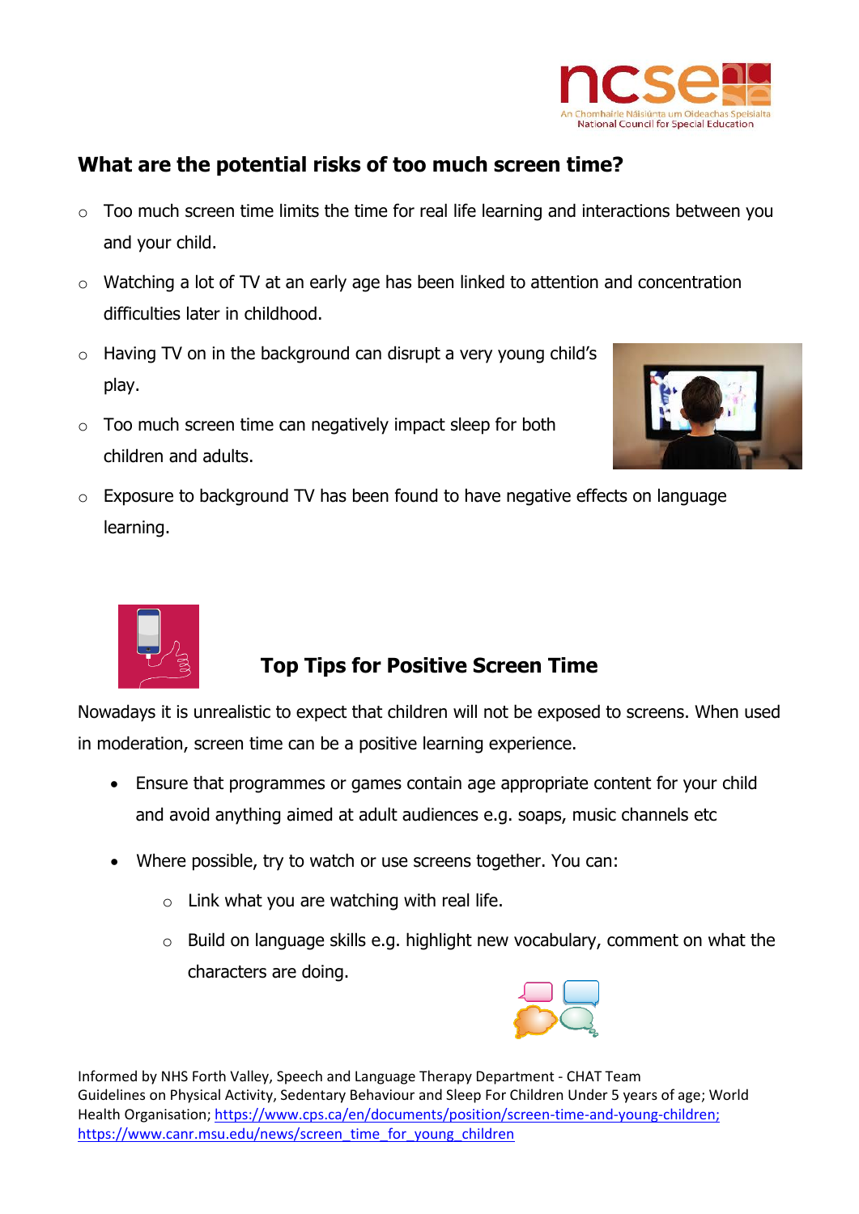## What are the potential risks of too much screen time?

- Too much screen time limits the time for real life learning and interactions between you and your child.
- Watching a lot of TV at an early age has been linked to attention and concentration difficulties later in childhood.
- Having TV on in the background can disrupt a very young child's play.
- Too much screen time can negatively impact sleep for both children and adults.
- Exposure to background TV has been found to have negative effects on language learning.

## Top Tips for Positive Screen Time

Nowadays it is unrealistic to expect that children will not be exposed to screens. When used in moderation, screen time can be a positive learning experience.

- Ensure that programmes or games contain age appropriate content for your child and avoid anything aimed at adult audiences e.g. soaps, music channels etc
- Where possible, try to watch or use screens together. You can:
  - Link what you are watching with real life.
  - Build on language skills e.g. highlight new vocabulary, comment on what the characters are doing.

Informed by NHS Forth Valley, Speech and Language Therapy Department - CHAT Team
Guidelines on Physical Activity, Sedentary Behaviour and Sleep For Children Under 5 years of age; World Health Organisation; https://www.cps.ca/en/documents/position/screen-time-and-young-children; https://www.canr.msu.edu/news/screen_time_for_young_children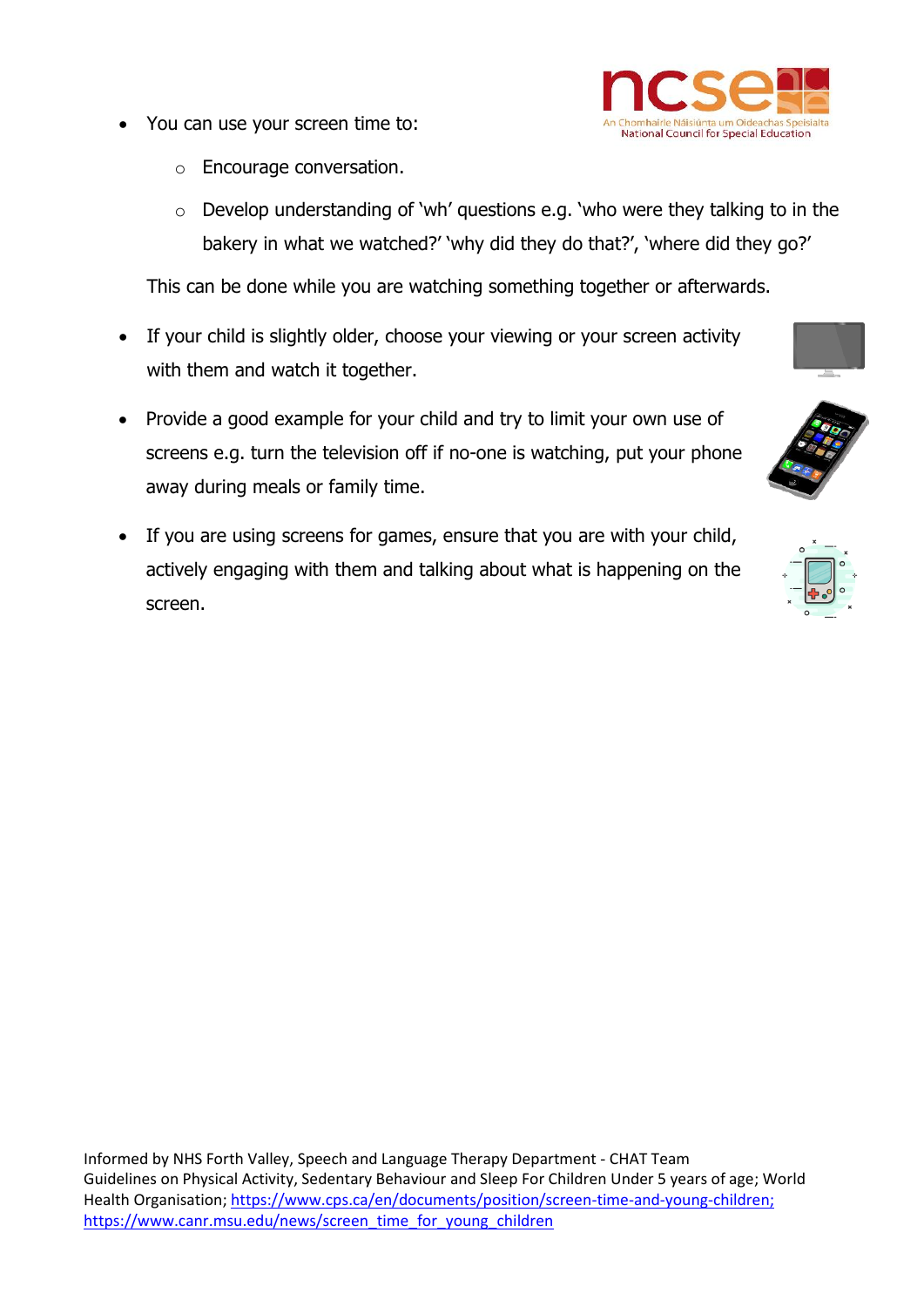- You can use your screen time to:
  - Encourage conversation.
  - Develop understanding of 'wh' questions e.g. 'who were they talking to in the bakery in what we watched?' 'why did they do that?', 'where did they go?'

  This can be done while you are watching something together or afterwards.

- If your child is slightly older, choose your viewing or your screen activity with them and watch it together.
- Provide a good example for your child and try to limit your own use of screens e.g. turn the television off if no-one is watching, put your phone away during meals or family time.
- If you are using screens for games, ensure that you are with your child, actively engaging with them and talking about what is happening on the screen.

Informed by NHS Forth Valley, Speech and Language Therapy Department - CHAT Team
Guidelines on Physical Activity, Sedentary Behaviour and Sleep For Children Under 5 years of age; World Health Organisation; https://www.cps.ca/en/documents/position/screen-time-and-young-children; https://www.canr.msu.edu/news/screen_time_for_young_children